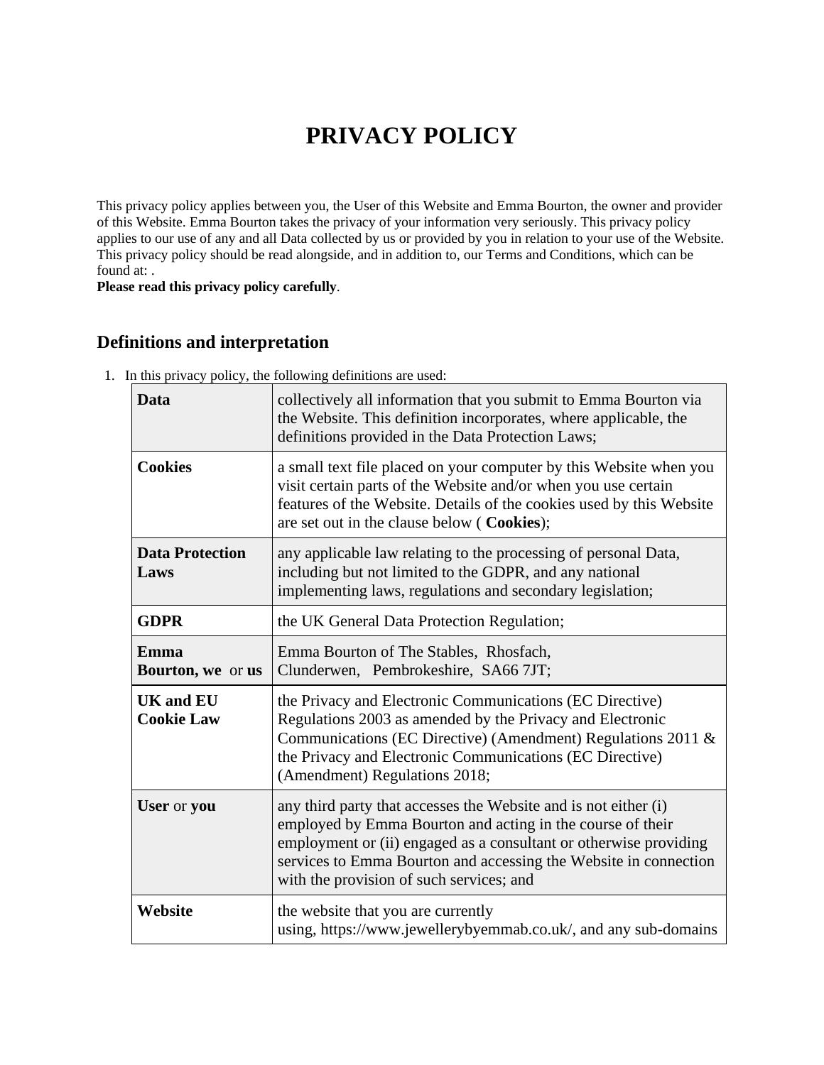# PRIVACY POLICY

This privacy policy applies between you, the User of this Website and Emma Bourton, the owner and provider of this Website. Emma Bourton takes the privacy of your information very seriously. This privacy policy applies to our use of any and all Data collected by us or provided by you in relation to your use of the Website. This privacy policy should be read alongside, and in addition to, our Terms and Conditions, which can be found at: .

**Please read this privacy policy carefully**.

## Definitions and interpretation

1. In this privacy policy, the following definitions are used:

| | |
|---|---|
| **Data** | collectively all information that you submit to Emma Bourton via the Website. This definition incorporates, where applicable, the definitions provided in the Data Protection Laws; |
| **Cookies** | a small text file placed on your computer by this Website when you visit certain parts of the Website and/or when you use certain features of the Website. Details of the cookies used by this Website are set out in the clause below ( **Cookies**); |
| **Data Protection Laws** | any applicable law relating to the processing of personal Data, including but not limited to the GDPR, and any national implementing laws, regulations and secondary legislation; |
| **GDPR** | the UK General Data Protection Regulation; |
| **Emma Bourton, we** or **us** | Emma Bourton of The Stables, Rhosfach, Clunderwen, Pembrokeshire, SA66 7JT; |
| **UK and EU Cookie Law** | the Privacy and Electronic Communications (EC Directive) Regulations 2003 as amended by the Privacy and Electronic Communications (EC Directive) (Amendment) Regulations 2011 & the Privacy and Electronic Communications (EC Directive) (Amendment) Regulations 2018; |
| **User** or **you** | any third party that accesses the Website and is not either (i) employed by Emma Bourton and acting in the course of their employment or (ii) engaged as a consultant or otherwise providing services to Emma Bourton and accessing the Website in connection with the provision of such services; and |
| **Website** | the website that you are currently using, https://www.jewellerybyemmab.co.uk/, and any sub-domains |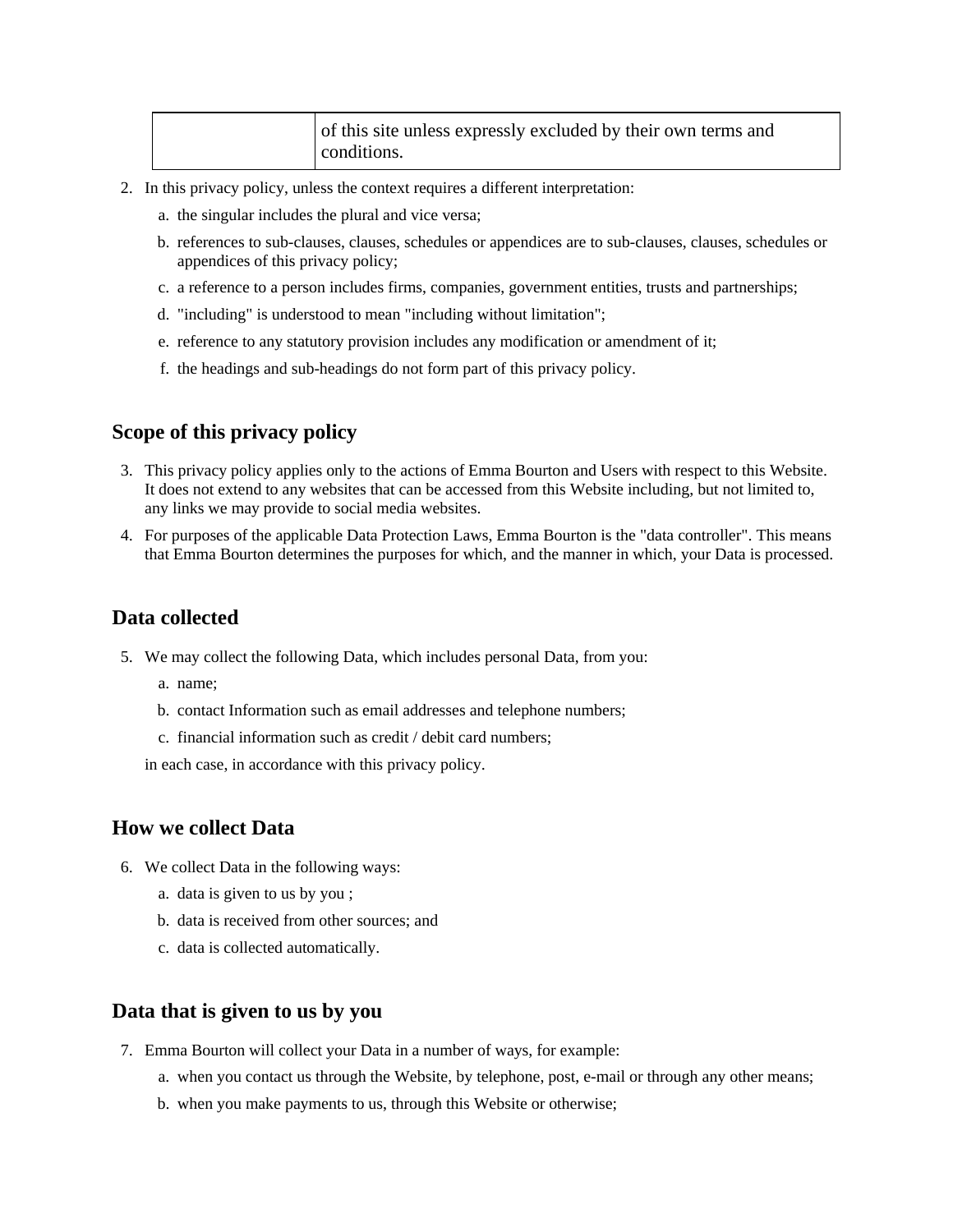| | of this site unless expressly excluded by their own terms and conditions. |
|---|---|

2. In this privacy policy, unless the context requires a different interpretation:
    a. the singular includes the plural and vice versa;
    b. references to sub-clauses, clauses, schedules or appendices are to sub-clauses, clauses, schedules or appendices of this privacy policy;
    c. a reference to a person includes firms, companies, government entities, trusts and partnerships;
    d. "including" is understood to mean "including without limitation";
    e. reference to any statutory provision includes any modification or amendment of it;
    f. the headings and sub-headings do not form part of this privacy policy.

## Scope of this privacy policy

3. This privacy policy applies only to the actions of Emma Bourton and Users with respect to this Website. It does not extend to any websites that can be accessed from this Website including, but not limited to, any links we may provide to social media websites.
4. For purposes of the applicable Data Protection Laws, Emma Bourton is the "data controller". This means that Emma Bourton determines the purposes for which, and the manner in which, your Data is processed.

## Data collected

5. We may collect the following Data, which includes personal Data, from you:
    a. name;
    b. contact Information such as email addresses and telephone numbers;
    c. financial information such as credit / debit card numbers;

    in each case, in accordance with this privacy policy.

## How we collect Data

6. We collect Data in the following ways:
    a. data is given to us by you ;
    b. data is received from other sources; and
    c. data is collected automatically.

## Data that is given to us by you

7. Emma Bourton will collect your Data in a number of ways, for example:
    a. when you contact us through the Website, by telephone, post, e-mail or through any other means;
    b. when you make payments to us, through this Website or otherwise;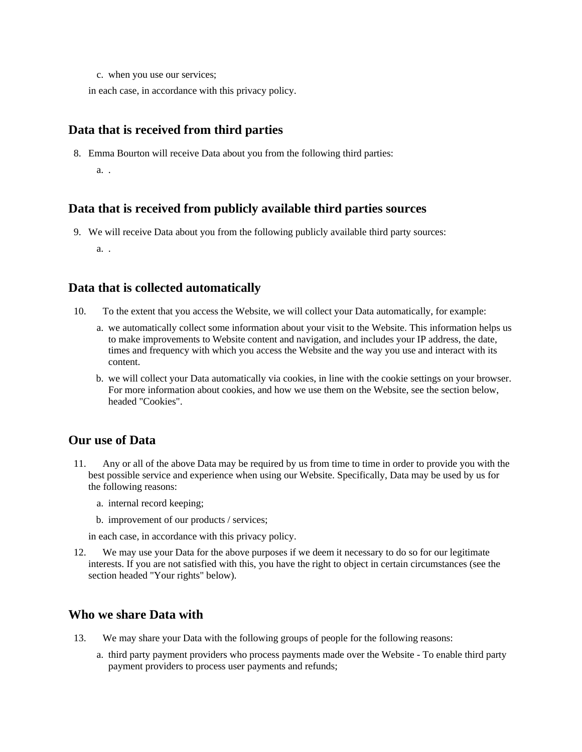c. when you use our services;

in each case, in accordance with this privacy policy.

## Data that is received from third parties

8. Emma Bourton will receive Data about you from the following third parties:
   a. .

## Data that is received from publicly available third parties sources

9. We will receive Data about you from the following publicly available third party sources:
   a. .

## Data that is collected automatically

10. To the extent that you access the Website, we will collect your Data automatically, for example:
    a. we automatically collect some information about your visit to the Website. This information helps us to make improvements to Website content and navigation, and includes your IP address, the date, times and frequency with which you access the Website and the way you use and interact with its content.
    b. we will collect your Data automatically via cookies, in line with the cookie settings on your browser. For more information about cookies, and how we use them on the Website, see the section below, headed "Cookies".

## Our use of Data

11. Any or all of the above Data may be required by us from time to time in order to provide you with the best possible service and experience when using our Website. Specifically, Data may be used by us for the following reasons:
    a. internal record keeping;
    b. improvement of our products / services;

    in each case, in accordance with this privacy policy.
12. We may use your Data for the above purposes if we deem it necessary to do so for our legitimate interests. If you are not satisfied with this, you have the right to object in certain circumstances (see the section headed "Your rights" below).

## Who we share Data with

13. We may share your Data with the following groups of people for the following reasons:
    a. third party payment providers who process payments made over the Website - To enable third party payment providers to process user payments and refunds;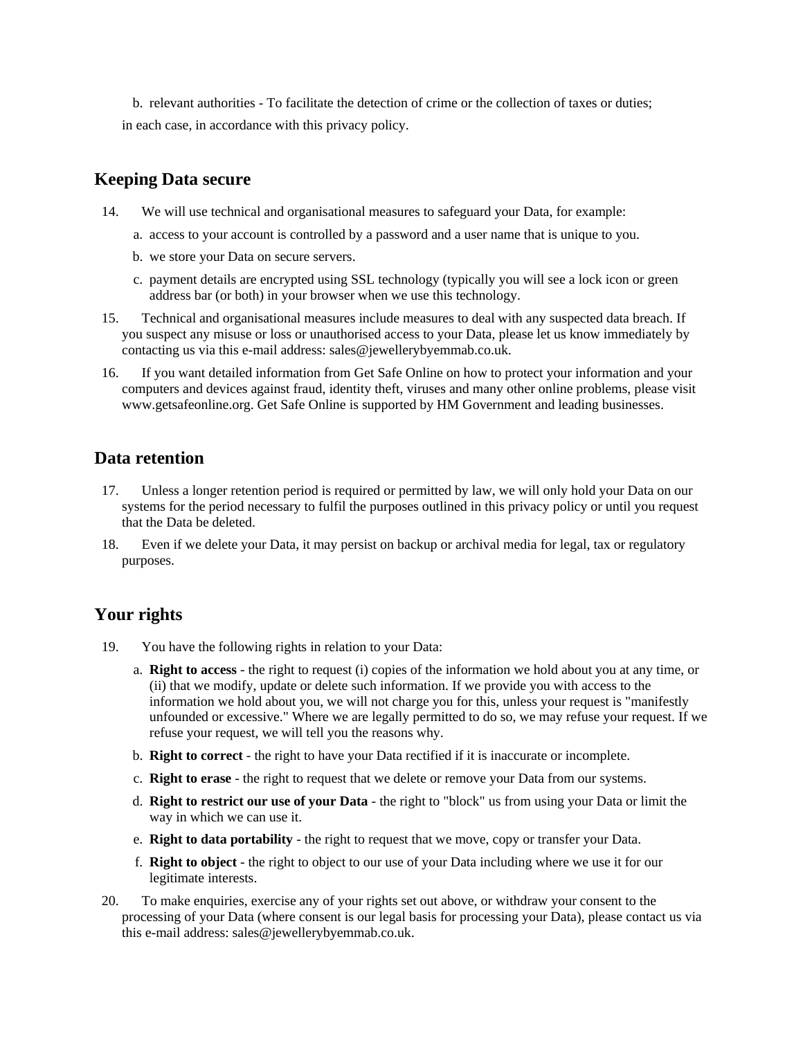b. relevant authorities - To facilitate the detection of crime or the collection of taxes or duties;

in each case, in accordance with this privacy policy.

## Keeping Data secure

14. We will use technical and organisational measures to safeguard your Data, for example:
    a. access to your account is controlled by a password and a user name that is unique to you.
    b. we store your Data on secure servers.
    c. payment details are encrypted using SSL technology (typically you will see a lock icon or green address bar (or both) in your browser when we use this technology.
15. Technical and organisational measures include measures to deal with any suspected data breach. If you suspect any misuse or loss or unauthorised access to your Data, please let us know immediately by contacting us via this e-mail address: sales@jewellerybyemmab.co.uk.
16. If you want detailed information from Get Safe Online on how to protect your information and your computers and devices against fraud, identity theft, viruses and many other online problems, please visit www.getsafeonline.org. Get Safe Online is supported by HM Government and leading businesses.

## Data retention

17. Unless a longer retention period is required or permitted by law, we will only hold your Data on our systems for the period necessary to fulfil the purposes outlined in this privacy policy or until you request that the Data be deleted.
18. Even if we delete your Data, it may persist on backup or archival media for legal, tax or regulatory purposes.

## Your rights

19. You have the following rights in relation to your Data:
    a. **Right to access** - the right to request (i) copies of the information we hold about you at any time, or (ii) that we modify, update or delete such information. If we provide you with access to the information we hold about you, we will not charge you for this, unless your request is "manifestly unfounded or excessive." Where we are legally permitted to do so, we may refuse your request. If we refuse your request, we will tell you the reasons why.
    b. **Right to correct** - the right to have your Data rectified if it is inaccurate or incomplete.
    c. **Right to erase** - the right to request that we delete or remove your Data from our systems.
    d. **Right to restrict our use of your Data** - the right to "block" us from using your Data or limit the way in which we can use it.
    e. **Right to data portability** - the right to request that we move, copy or transfer your Data.
    f. **Right to object** - the right to object to our use of your Data including where we use it for our legitimate interests.
20. To make enquiries, exercise any of your rights set out above, or withdraw your consent to the processing of your Data (where consent is our legal basis for processing your Data), please contact us via this e-mail address: sales@jewellerybyemmab.co.uk.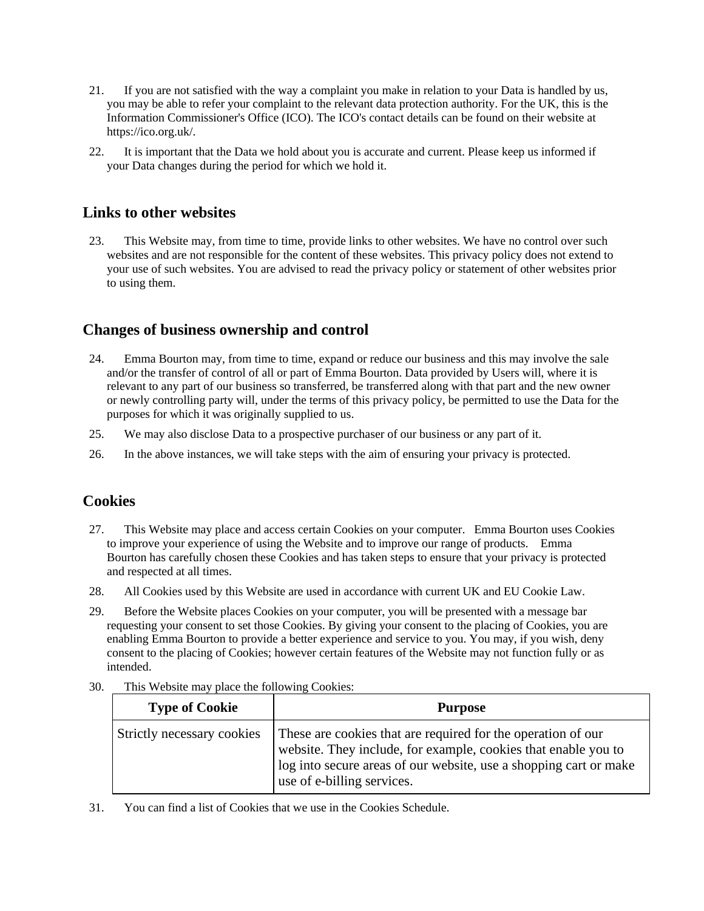21. If you are not satisfied with the way a complaint you make in relation to your Data is handled by us, you may be able to refer your complaint to the relevant data protection authority. For the UK, this is the Information Commissioner's Office (ICO). The ICO's contact details can be found on their website at https://ico.org.uk/.

22. It is important that the Data we hold about you is accurate and current. Please keep us informed if your Data changes during the period for which we hold it.

## Links to other websites

23. This Website may, from time to time, provide links to other websites. We have no control over such websites and are not responsible for the content of these websites. This privacy policy does not extend to your use of such websites. You are advised to read the privacy policy or statement of other websites prior to using them.

## Changes of business ownership and control

24. Emma Bourton may, from time to time, expand or reduce our business and this may involve the sale and/or the transfer of control of all or part of Emma Bourton. Data provided by Users will, where it is relevant to any part of our business so transferred, be transferred along with that part and the new owner or newly controlling party will, under the terms of this privacy policy, be permitted to use the Data for the purposes for which it was originally supplied to us.

25. We may also disclose Data to a prospective purchaser of our business or any part of it.

26. In the above instances, we will take steps with the aim of ensuring your privacy is protected.

## Cookies

27. This Website may place and access certain Cookies on your computer. Emma Bourton uses Cookies to improve your experience of using the Website and to improve our range of products. Emma Bourton has carefully chosen these Cookies and has taken steps to ensure that your privacy is protected and respected at all times.

28. All Cookies used by this Website are used in accordance with current UK and EU Cookie Law.

29. Before the Website places Cookies on your computer, you will be presented with a message bar requesting your consent to set those Cookies. By giving your consent to the placing of Cookies, you are enabling Emma Bourton to provide a better experience and service to you. You may, if you wish, deny consent to the placing of Cookies; however certain features of the Website may not function fully or as intended.

30. This Website may place the following Cookies:

| Type of Cookie | Purpose |
| --- | --- |
| Strictly necessary cookies | These are cookies that are required for the operation of our website. They include, for example, cookies that enable you to log into secure areas of our website, use a shopping cart or make use of e-billing services. |

31. You can find a list of Cookies that we use in the Cookies Schedule.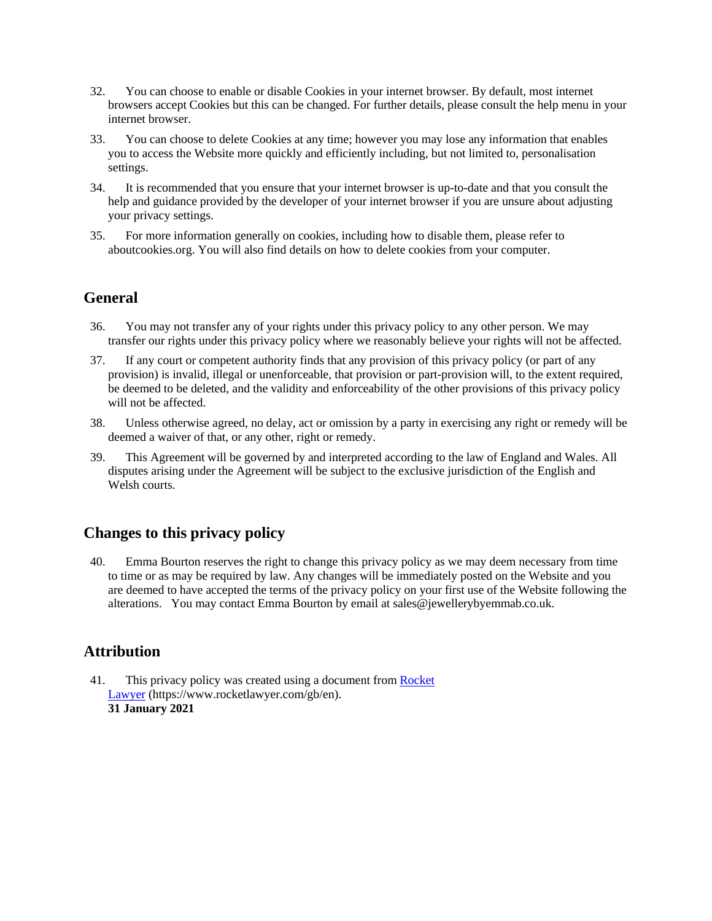32. You can choose to enable or disable Cookies in your internet browser. By default, most internet browsers accept Cookies but this can be changed. For further details, please consult the help menu in your internet browser.

33. You can choose to delete Cookies at any time; however you may lose any information that enables you to access the Website more quickly and efficiently including, but not limited to, personalisation settings.

34. It is recommended that you ensure that your internet browser is up-to-date and that you consult the help and guidance provided by the developer of your internet browser if you are unsure about adjusting your privacy settings.

35. For more information generally on cookies, including how to disable them, please refer to aboutcookies.org. You will also find details on how to delete cookies from your computer.

## General

36. You may not transfer any of your rights under this privacy policy to any other person. We may transfer our rights under this privacy policy where we reasonably believe your rights will not be affected.

37. If any court or competent authority finds that any provision of this privacy policy (or part of any provision) is invalid, illegal or unenforceable, that provision or part-provision will, to the extent required, be deemed to be deleted, and the validity and enforceability of the other provisions of this privacy policy will not be affected.

38. Unless otherwise agreed, no delay, act or omission by a party in exercising any right or remedy will be deemed a waiver of that, or any other, right or remedy.

39. This Agreement will be governed by and interpreted according to the law of England and Wales. All disputes arising under the Agreement will be subject to the exclusive jurisdiction of the English and Welsh courts.

## Changes to this privacy policy

40. Emma Bourton reserves the right to change this privacy policy as we may deem necessary from time to time or as may be required by law. Any changes will be immediately posted on the Website and you are deemed to have accepted the terms of the privacy policy on your first use of the Website following the alterations. You may contact Emma Bourton by email at sales@jewellerybyemmab.co.uk.

## Attribution

41. This privacy policy was created using a document from [Rocket Lawyer](https://www.rocketlawyer.com/gb/en) (https://www.rocketlawyer.com/gb/en).
**31 January 2021**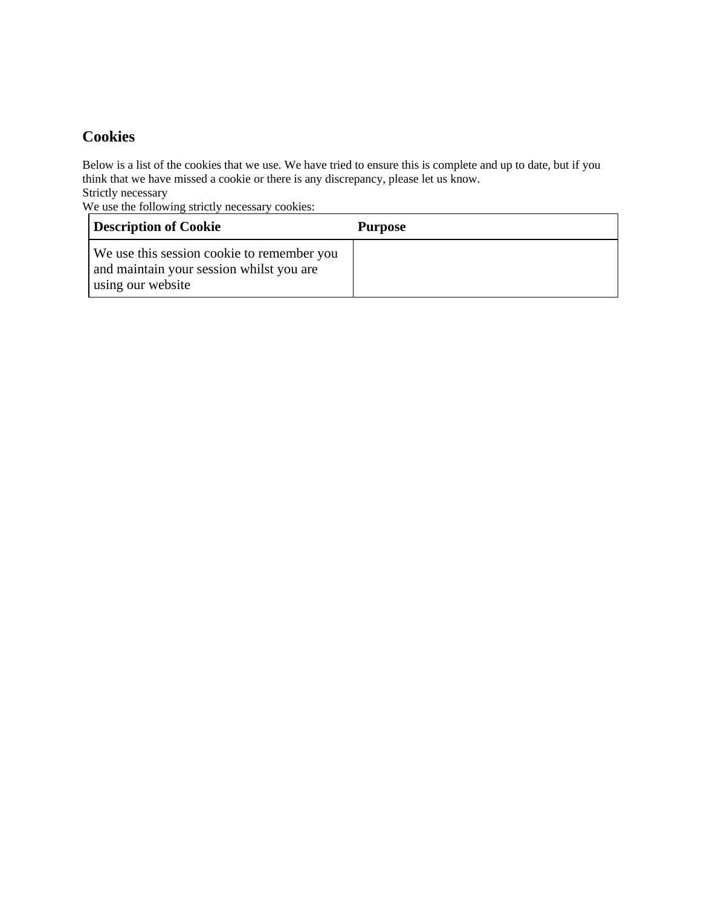## Cookies

Below is a list of the cookies that we use. We have tried to ensure this is complete and up to date, but if you think that we have missed a cookie or there is any discrepancy, please let us know.
Strictly necessary
We use the following strictly necessary cookies:

| Description of Cookie | Purpose |
|---|---|
| We use this session cookie to remember you and maintain your session whilst you are using our website | |